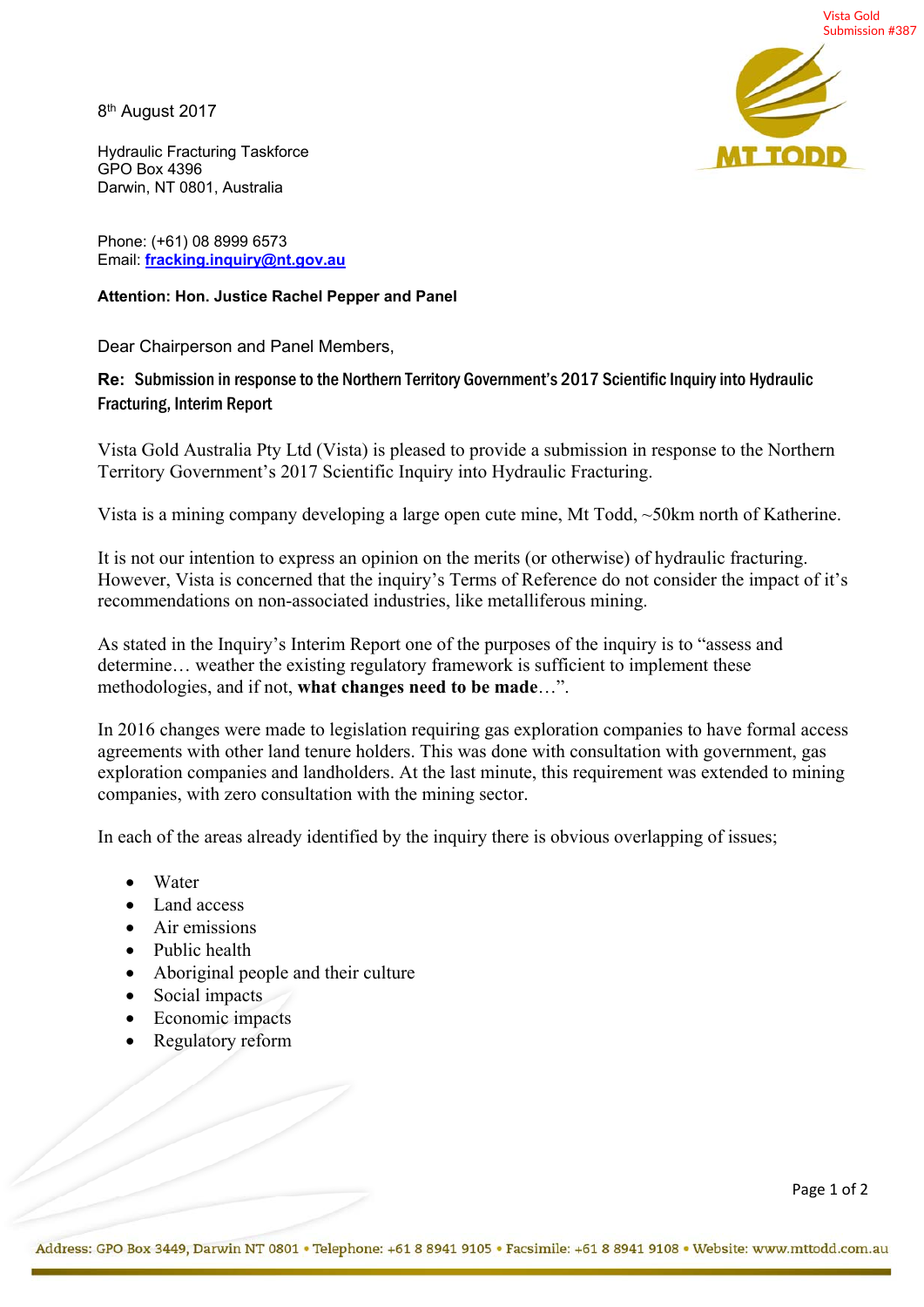Vista Gold
Submission #387

MT TODD

8th August 2017

Hydraulic Fracturing Taskforce
GPO Box 4396
Darwin, NT 0801, Australia

Phone: (+61) 08 8999 6573
Email: **fracking.inquiry@nt.gov.au**

**Attention: Hon. Justice Rachel Pepper and Panel**

Dear Chairperson and Panel Members,

**Re: Submission in response to the Northern Territory Government's 2017 Scientific Inquiry into Hydraulic Fracturing, Interim Report**

Vista Gold Australia Pty Ltd (Vista) is pleased to provide a submission in response to the Northern Territory Government's 2017 Scientific Inquiry into Hydraulic Fracturing.

Vista is a mining company developing a large open cute mine, Mt Todd, ~50km north of Katherine.

It is not our intention to express an opinion on the merits (or otherwise) of hydraulic fracturing. However, Vista is concerned that the inquiry's Terms of Reference do not consider the impact of it's recommendations on non-associated industries, like metalliferous mining.

As stated in the Inquiry's Interim Report one of the purposes of the inquiry is to "assess and determine… weather the existing regulatory framework is sufficient to implement these methodologies, and if not, **what changes need to be made**…".

In 2016 changes were made to legislation requiring gas exploration companies to have formal access agreements with other land tenure holders. This was done with consultation with government, gas exploration companies and landholders. At the last minute, this requirement was extended to mining companies, with zero consultation with the mining sector.

In each of the areas already identified by the inquiry there is obvious overlapping of issues;

- Water
- Land access
- Air emissions
- Public health
- Aboriginal people and their culture
- Social impacts
- Economic impacts
- Regulatory reform

Address: GPO Box 3449, Darwin NT 0801 • Telephone: +61 8 8941 9105 • Facsimile: +61 8 8941 9108 • Website: www.mttodd.com.au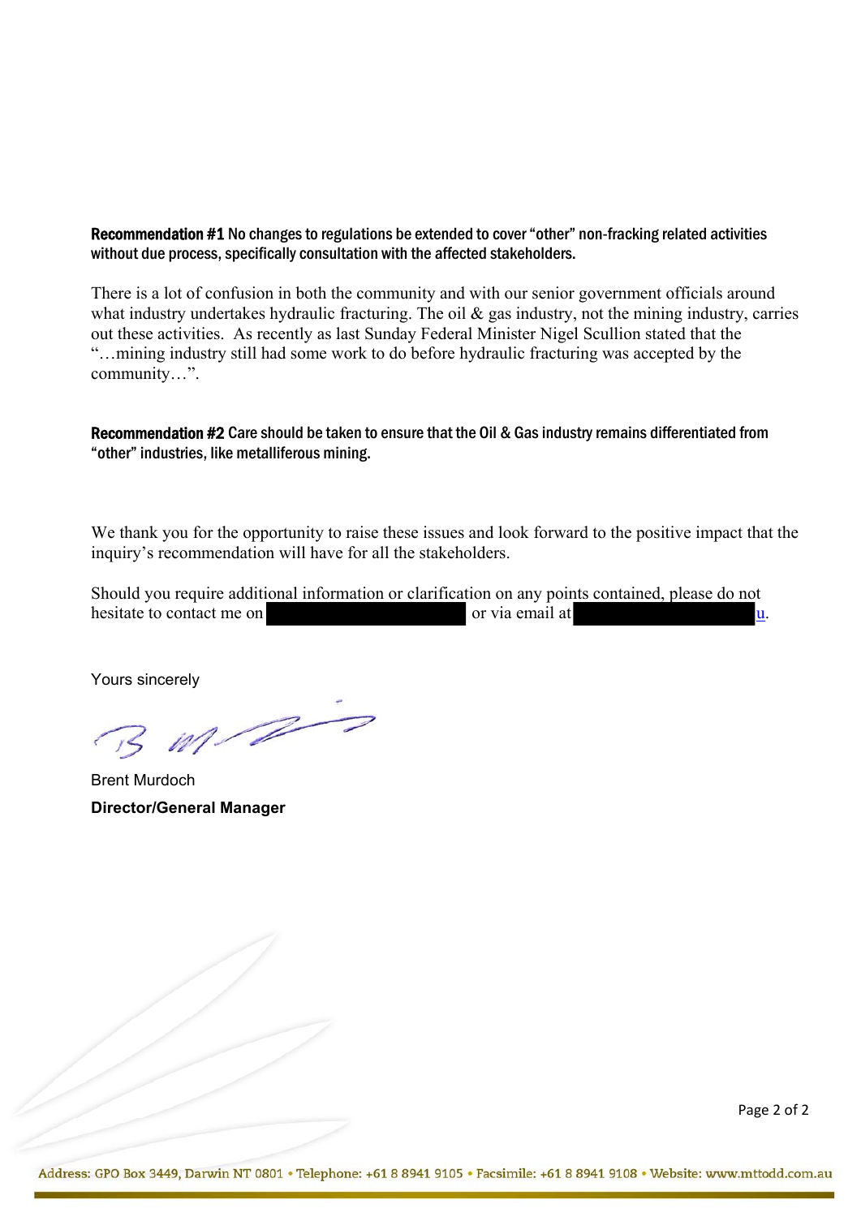**Recommendation #1** No changes to regulations be extended to cover "other" non-fracking related activities without due process, specifically consultation with the affected stakeholders.

There is a lot of confusion in both the community and with our senior government officials around what industry undertakes hydraulic fracturing. The oil & gas industry, not the mining industry, carries out these activities. As recently as last Sunday Federal Minister Nigel Scullion stated that the "…mining industry still had some work to do before hydraulic fracturing was accepted by the community…".

**Recommendation #2** Care should be taken to ensure that the Oil & Gas industry remains differentiated from "other" industries, like metalliferous mining.

We thank you for the opportunity to raise these issues and look forward to the positive impact that the inquiry's recommendation will have for all the stakeholders.

Should you require additional information or clarification on any points contained, please do not hesitate to contact me on [redacted] or via email at [redacted]u.

Yours sincerely

Brent Murdoch

**Director/General Manager**

Address: GPO Box 3449, Darwin NT 0801 • Telephone: +61 8 8941 9105 • Facsimile: +61 8 8941 9108 • Website: www.mttodd.com.au